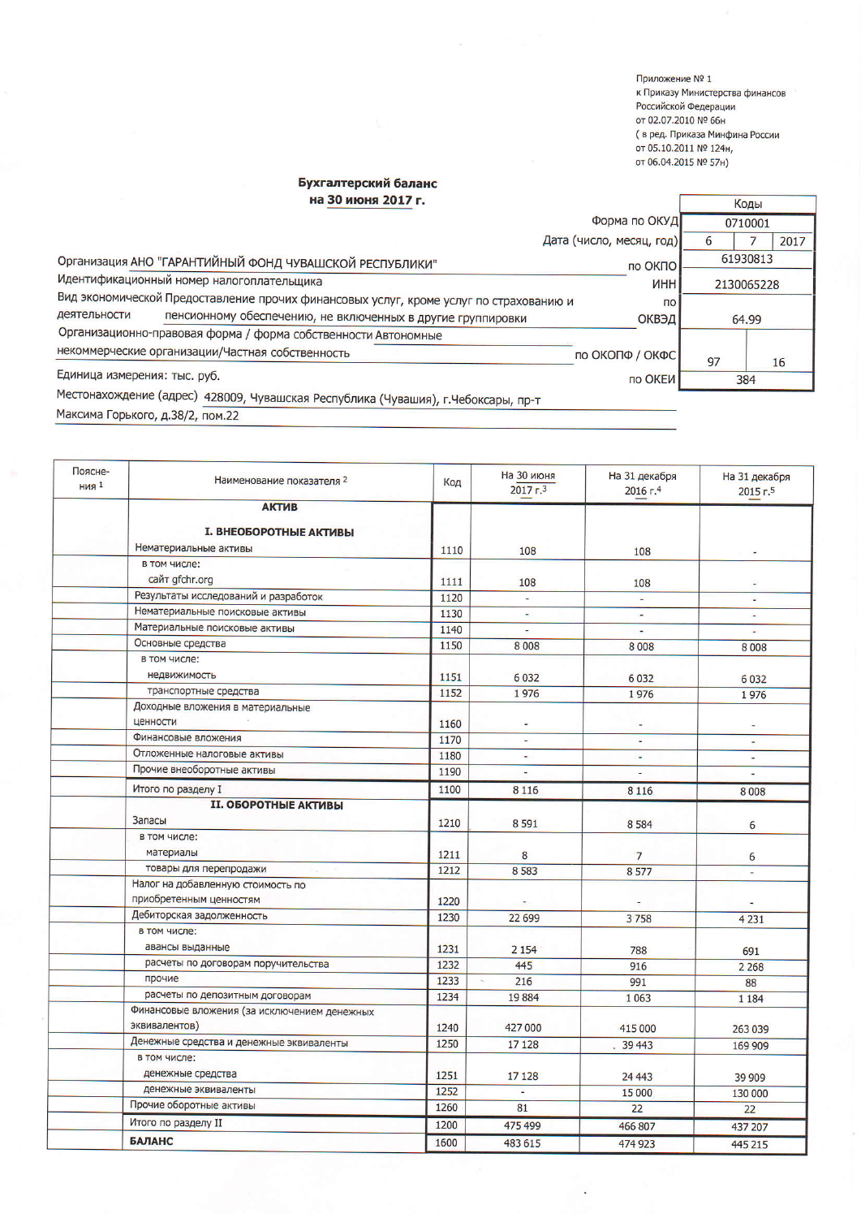Приложение № 1
к Приказу Министерства финансов Российской Федерации
от 02.07.2010 № 66н
( в ред. Приказа Минфина России от 05.10.2011 № 124н,
от 06.04.2015 № 57н)

# Бухгалтерский баланс
## на 30 июня 2017 г.

| | | Коды | | |
|---|---|---|---|---|
| | Форма по ОКУД | 0710001 | | |
| | Дата (число, месяц, год) | 6 | 7 | 2017 |
| Организация АНО "ГАРАНТИЙНЫЙ ФОНД ЧУВАШСКОЙ РЕСПУБЛИКИ" | по ОКПО | 61930813 | | |
| Идентификационный номер налогоплательщика | ИНН | 2130065228 | | |
| Вид экономической деятельности Предоставление прочих финансовых услуг, кроме услуг по страхованию и пенсионному обеспечению, не включенных в другие группировки | по ОКВЭД | 64.99 | | |
| Организационно-правовая форма / форма собственности Автономные некоммерческие организации/Частная собственность | по ОКОПФ / ОКФС | 97 | 16 | |
| Единица измерения: тыс. руб. | по ОКЕИ | 384 | | |

Местонахождение (адрес) 428009, Чувашская Республика (Чувашия), г.Чебоксары, пр-т Максима Горького, д.38/2, пом.22

| Пояснения [1] | Наименование показателя [2] | Код | На 30 июня 2017 г.[3] | На 31 декабря 2016 г.[4] | На 31 декабря 2015 г.[5] |
|---|---|---|---|---|---|
| | **АКТИВ** | | | | |
| | **I. ВНЕОБОРОТНЫЕ АКТИВЫ** | | | | |
| | Нематериальные активы | 1110 | 108 | 108 | - |
| | в том числе: сайт gfchr.org | 1111 | 108 | 108 | - |
| | Результаты исследований и разработок | 1120 | - | - | - |
| | Нематериальные поисковые активы | 1130 | - | - | - |
| | Материальные поисковые активы | 1140 | - | - | - |
| | Основные средства | 1150 | 8 008 | 8 008 | 8 008 |
| | в том числе: недвижимость | 1151 | 6 032 | 6 032 | 6 032 |
| | транспортные средства | 1152 | 1 976 | 1 976 | 1 976 |
| | Доходные вложения в материальные ценности | 1160 | - | - | - |
| | Финансовые вложения | 1170 | - | - | - |
| | Отложенные налоговые активы | 1180 | - | - | - |
| | Прочие внеоборотные активы | 1190 | - | - | - |
| | Итого по разделу I | 1100 | 8 116 | 8 116 | 8 008 |
| | **II. ОБОРОТНЫЕ АКТИВЫ** | | | | |
| | Запасы | 1210 | 8 591 | 8 584 | 6 |
| | в том числе: материалы | 1211 | 8 | 7 | 6 |
| | товары для перепродажи | 1212 | 8 583 | 8 577 | - |
| | Налог на добавленную стоимость по приобретенным ценностям | 1220 | - | - | - |
| | Дебиторская задолженность | 1230 | 22 699 | 3 758 | 4 231 |
| | в том числе: авансы выданные | 1231 | 2 154 | 788 | 691 |
| | расчеты по договорам поручительства | 1232 | 445 | 916 | 2 268 |
| | прочие | 1233 | 216 | 991 | 88 |
| | расчеты по депозитным договорам | 1234 | 19 884 | 1 063 | 1 184 |
| | Финансовые вложения (за исключением денежных эквивалентов) | 1240 | 427 000 | 415 000 | 263 039 |
| | Денежные средства и денежные эквиваленты | 1250 | 17 128 | 39 443 | 169 909 |
| | в том числе: денежные средства | 1251 | 17 128 | 24 443 | 39 909 |
| | денежные эквиваленты | 1252 | - | 15 000 | 130 000 |
| | Прочие оборотные активы | 1260 | 81 | 22 | 22 |
| | Итого по разделу II | 1200 | 475 499 | 466 807 | 437 207 |
| | **БАЛАНС** | 1600 | 483 615 | 474 923 | 445 215 |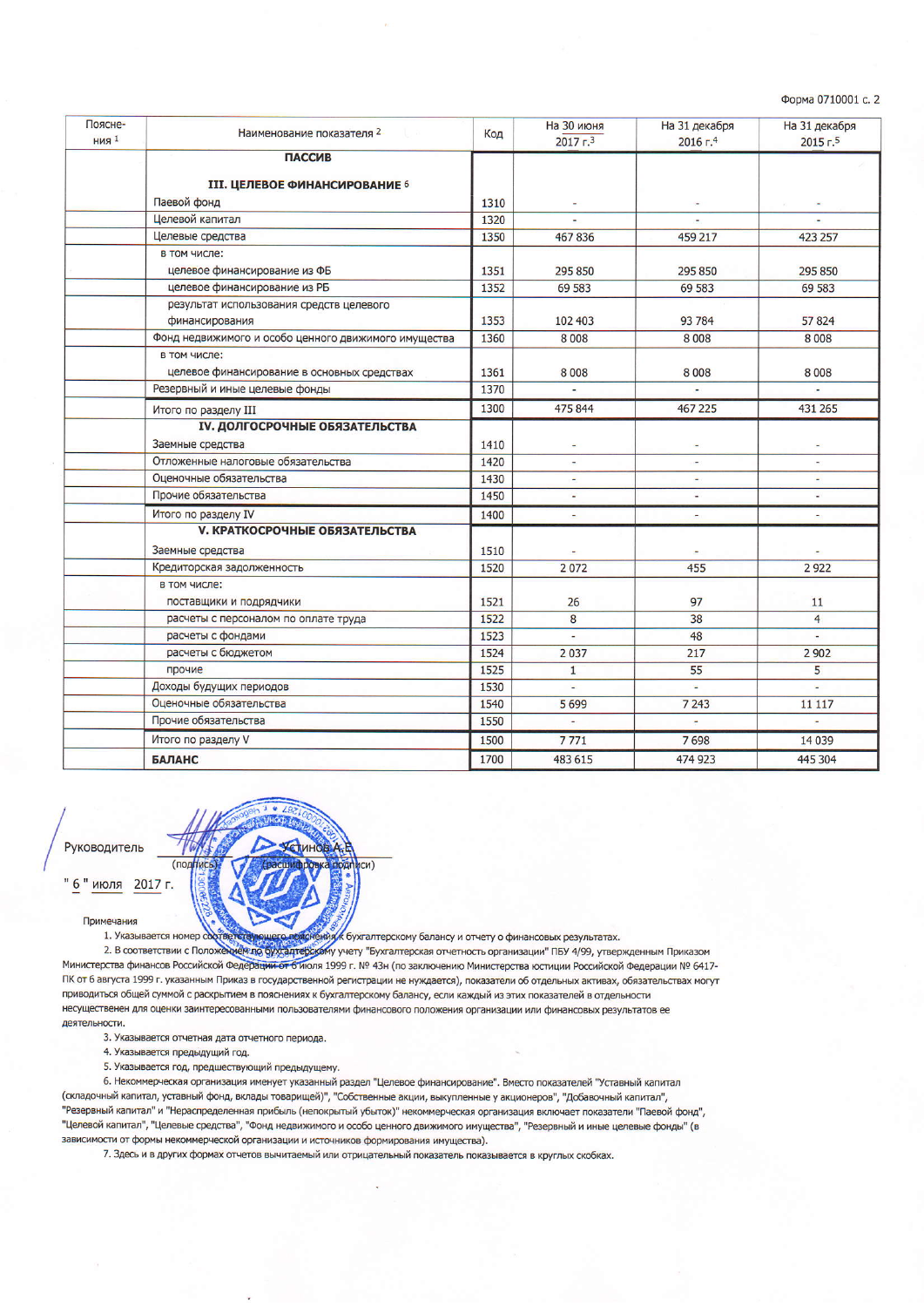Форма 0710001 с. 2

| Поясне-ния [1] | Наименование показателя [2] | Код | На 30 июня 2017 г.[3] | На 31 декабря 2016 г.[4] | На 31 декабря 2015 г.[5] |
|---|---|---|---|---|---|
| | **ПАССИВ** | | | | |
| | **III. ЦЕЛЕВОЕ ФИНАНСИРОВАНИЕ [6]** | | | | |
| | Паевой фонд | 1310 | - | - | - |
| | Целевой капитал | 1320 | - | - | - |
| | Целевые средства | 1350 | 467 836 | 459 217 | 423 257 |
| | в том числе: | | | | |
| | целевое финансирование из ФБ | 1351 | 295 850 | 295 850 | 295 850 |
| | целевое финансирование из РБ | 1352 | 69 583 | 69 583 | 69 583 |
| | результат использования средств целевого финансирования | 1353 | 102 403 | 93 784 | 57 824 |
| | Фонд недвижимого и особо ценного движимого имущества | 1360 | 8 008 | 8 008 | 8 008 |
| | в том числе: | | | | |
| | целевое финансирование в основных средствах | 1361 | 8 008 | 8 008 | 8 008 |
| | Резервный и иные целевые фонды | 1370 | - | - | - |
| | Итого по разделу III | 1300 | 475 844 | 467 225 | 431 265 |
| | **IV. ДОЛГОСРОЧНЫЕ ОБЯЗАТЕЛЬСТВА** | | | | |
| | Заемные средства | 1410 | - | - | - |
| | Отложенные налоговые обязательства | 1420 | - | - | - |
| | Оценочные обязательства | 1430 | - | - | - |
| | Прочие обязательства | 1450 | - | - | - |
| | Итого по разделу IV | 1400 | - | - | - |
| | **V. КРАТКОСРОЧНЫЕ ОБЯЗАТЕЛЬСТВА** | | | | |
| | Заемные средства | 1510 | - | - | - |
| | Кредиторская задолженность | 1520 | 2 072 | 455 | 2 922 |
| | в том числе: | | | | |
| | поставщики и подрядчики | 1521 | 26 | 97 | 11 |
| | расчеты с персоналом по оплате труда | 1522 | 8 | 38 | 4 |
| | расчеты с фондами | 1523 | - | 48 | - |
| | расчеты с бюджетом | 1524 | 2 037 | 217 | 2 902 |
| | прочие | 1525 | 1 | 55 | 5 |
| | Доходы будущих периодов | 1530 | - | - | - |
| | Оценочные обязательства | 1540 | 5 699 | 7 243 | 11 117 |
| | Прочие обязательства | 1550 | - | - | - |
| | Итого по разделу V | 1500 | 7 771 | 7 698 | 14 039 |
| | **БАЛАНС** | 1700 | 483 615 | 474 923 | 445 304 |

Руководитель _________ (подпись) Устинов А.Е. (расшифровка подписи)

" 6 " июля 2017 г.

Примечания

1. Указывается номер соответствующего пояснения к бухгалтерскому балансу и отчету о финансовых результатах.
2. В соответствии с Положением по бухгалтерскому учету "Бухгалтерская отчетность организации" ПБУ 4/99, утвержденным Приказом Министерства финансов Российской Федерации от 6 июля 1999 г. № 43н (по заключению Министерства юстиции Российской Федерации № 6417-ПК от 6 августа 1999 г. указанным Приказ в государственной регистрации не нуждается), показатели об отдельных активах, обязательствах могут приводиться общей суммой с раскрытием в пояснениях к бухгалтерскому балансу, если каждый из этих показателей в отдельности несущественен для оценки заинтересованными пользователями финансового положения организации или финансовых результатов ее деятельности.
3. Указывается отчетная дата отчетного периода.
4. Указывается предыдущий год.
5. Указывается год, предшествующий предыдущему.
6. Некоммерческая организация именует указанный раздел "Целевое финансирование". Вместо показателей "Уставный капитал (складочный капитал, уставный фонд, вклады товарищей)", "Собственные акции, выкупленные у акционеров", "Добавочный капитал", "Резервный капитал" и "Нераспределенная прибыль (непокрытый убыток)" некоммерческая организация включает показатели "Паевой фонд", "Целевой капитал", "Целевые средства", "Фонд недвижимого и особо ценного движимого имущества", "Резервный и иные целевые фонды" (в зависимости от формы некоммерческой организации и источников формирования имущества).
7. Здесь и в других формах отчетов вычитаемый или отрицательный показатель показывается в круглых скобках.